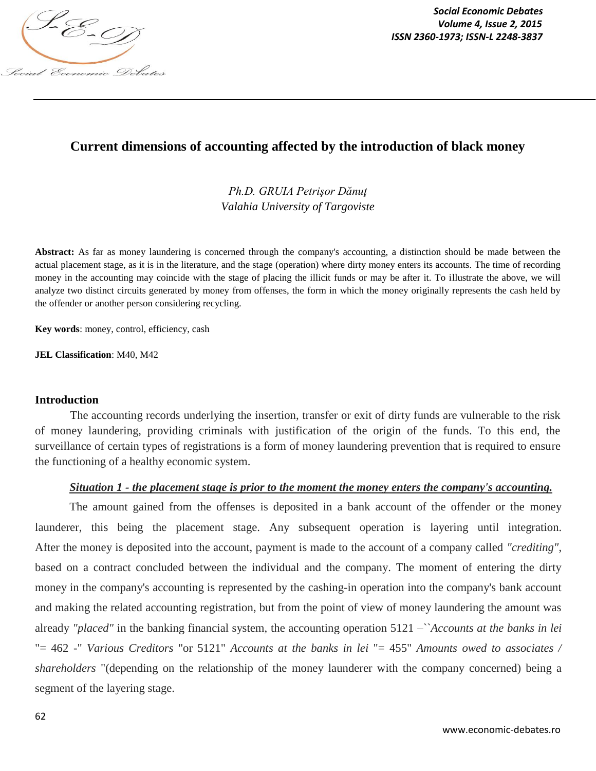# Current dimensions of accounting affected by the introduction of black money

*Ph.D. GRUIA Petrişor Dănuţ*
*Valahia University of Targoviste*

**Abstract:** As far as money laundering is concerned through the company's accounting, a distinction should be made between the actual placement stage, as it is in the literature, and the stage (operation) where dirty money enters its accounts. The time of recording money in the accounting may coincide with the stage of placing the illicit funds or may be after it. To illustrate the above, we will analyze two distinct circuits generated by money from offenses, the form in which the money originally represents the cash held by the offender or another person considering recycling.

**Key words**: money, control, efficiency, cash

**JEL Classification**: M40, M42

## Introduction

The accounting records underlying the insertion, transfer or exit of dirty funds are vulnerable to the risk of money laundering, providing criminals with justification of the origin of the funds. To this end, the surveillance of certain types of registrations is a form of money laundering prevention that is required to ensure the functioning of a healthy economic system.

***Situation 1 - the placement stage is prior to the moment the money enters the company's accounting.***

The amount gained from the offenses is deposited in a bank account of the offender or the money launderer, this being the placement stage. Any subsequent operation is layering until integration. After the money is deposited into the account, payment is made to the account of a company called *"crediting"*, based on a contract concluded between the individual and the company. The moment of entering the dirty money in the company's accounting is represented by the cashing-in operation into the company's bank account and making the related accounting registration, but from the point of view of money laundering the amount was already *"placed"* in the banking financial system, the accounting operation 5121 –``*Accounts at the banks in lei* "= 462 -" *Various Creditors* "or 5121" *Accounts at the banks in lei* "= 455" *Amounts owed to associates / shareholders* "(depending on the relationship of the money launderer with the company concerned) being a segment of the layering stage.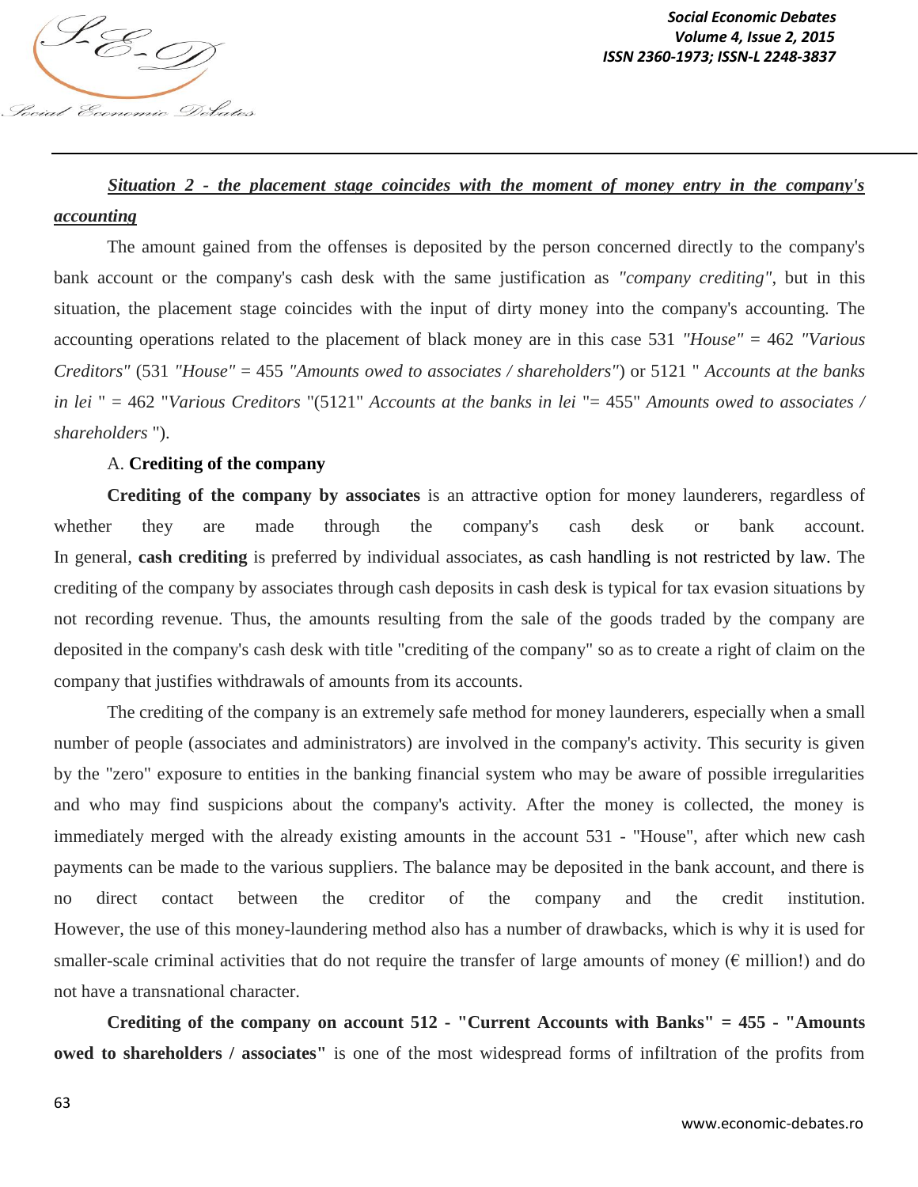***<u>Situation 2 - the placement stage coincides with the moment of money entry in the company's accounting</u>***

The amount gained from the offenses is deposited by the person concerned directly to the company's bank account or the company's cash desk with the same justification as *"company crediting"*, but in this situation, the placement stage coincides with the input of dirty money into the company's accounting. The accounting operations related to the placement of black money are in this case 531 *"House"* = 462 *"Various Creditors"* (531 *"House"* = 455 *"Amounts owed to associates / shareholders"*) or 5121 " *Accounts at the banks in lei* " = 462 "*Various Creditors* "(5121" *Accounts at the banks in lei* "= 455" *Amounts owed to associates / shareholders* ").

A. **Crediting of the company**

**Crediting of the company by associates** is an attractive option for money launderers, regardless of whether they are made through the company's cash desk or bank account. In general, **cash crediting** is preferred by individual associates, as cash handling is not restricted by law. The crediting of the company by associates through cash deposits in cash desk is typical for tax evasion situations by not recording revenue. Thus, the amounts resulting from the sale of the goods traded by the company are deposited in the company's cash desk with title "crediting of the company" so as to create a right of claim on the company that justifies withdrawals of amounts from its accounts.

The crediting of the company is an extremely safe method for money launderers, especially when a small number of people (associates and administrators) are involved in the company's activity. This security is given by the "zero" exposure to entities in the banking financial system who may be aware of possible irregularities and who may find suspicions about the company's activity. After the money is collected, the money is immediately merged with the already existing amounts in the account 531 - "House", after which new cash payments can be made to the various suppliers. The balance may be deposited in the bank account, and there is no direct contact between the creditor of the company and the credit institution. However, the use of this money-laundering method also has a number of drawbacks, which is why it is used for smaller-scale criminal activities that do not require the transfer of large amounts of money (€ million!) and do not have a transnational character.

**Crediting of the company on account 512 - "Current Accounts with Banks" = 455 - "Amounts owed to shareholders / associates"** is one of the most widespread forms of infiltration of the profits from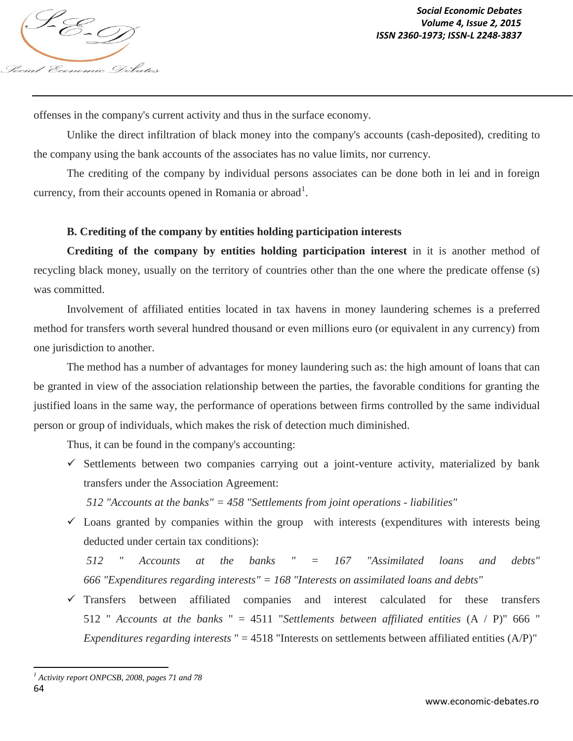offenses in the company's current activity and thus in the surface economy.

Unlike the direct infiltration of black money into the company's accounts (cash-deposited), crediting to the company using the bank accounts of the associates has no value limits, nor currency.

The crediting of the company by individual persons associates can be done both in lei and in foreign currency, from their accounts opened in Romania or abroad[1].

**B. Crediting of the company by entities holding participation interests**

**Crediting of the company by entities holding participation interest** in it is another method of recycling black money, usually on the territory of countries other than the one where the predicate offense (s) was committed.

Involvement of affiliated entities located in tax havens in money laundering schemes is a preferred method for transfers worth several hundred thousand or even millions euro (or equivalent in any currency) from one jurisdiction to another.

The method has a number of advantages for money laundering such as: the high amount of loans that can be granted in view of the association relationship between the parties, the favorable conditions for granting the justified loans in the same way, the performance of operations between firms controlled by the same individual person or group of individuals, which makes the risk of detection much diminished.

Thus, it can be found in the company's accounting:

- ✓ Settlements between two companies carrying out a joint-venture activity, materialized by bank transfers under the Association Agreement:

  *512 "Accounts at the banks" = 458 "Settlements from joint operations - liabilities"*

- ✓ Loans granted by companies within the group with interests (expenditures with interests being deducted under certain tax conditions):

  *512 " Accounts at the banks " = 167 "Assimilated loans and debts"*
  *666 "Expenditures regarding interests" = 168 "Interests on assimilated loans and debts"*

- ✓ Transfers between affiliated companies and interest calculated for these transfers

  512 " *Accounts at the banks* " = 4511 "*Settlements between affiliated entities* (A / P)" 666 " *Expenditures regarding interests* " = 4518 "Interests on settlements between affiliated entities (A/P)"

---

[1] *Activity report ONPCSB, 2008, pages 71 and 78*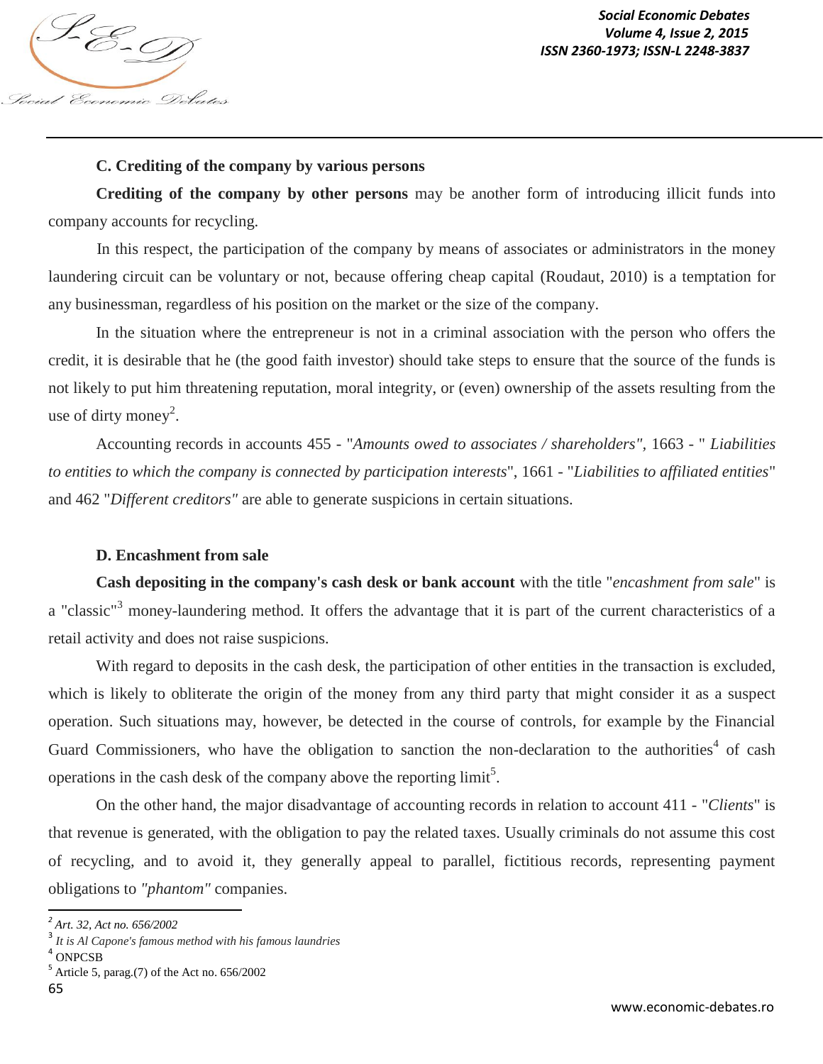### C. Crediting of the company by various persons

**Crediting of the company by other persons** may be another form of introducing illicit funds into company accounts for recycling.

In this respect, the participation of the company by means of associates or administrators in the money laundering circuit can be voluntary or not, because offering cheap capital (Roudaut, 2010) is a temptation for any businessman, regardless of his position on the market or the size of the company.

In the situation where the entrepreneur is not in a criminal association with the person who offers the credit, it is desirable that he (the good faith investor) should take steps to ensure that the source of the funds is not likely to put him threatening reputation, moral integrity, or (even) ownership of the assets resulting from the use of dirty money[2].

Accounting records in accounts 455 - "*Amounts owed to associates / shareholders"*, 1663 - " *Liabilities to entities to which the company is connected by participation interests*", 1661 - "*Liabilities to affiliated entities*" and 462 "*Different creditors"* are able to generate suspicions in certain situations.

### D. Encashment from sale

**Cash depositing in the company's cash desk or bank account** with the title "*encashment from sale*" is a "classic"[3] money-laundering method. It offers the advantage that it is part of the current characteristics of a retail activity and does not raise suspicions.

With regard to deposits in the cash desk, the participation of other entities in the transaction is excluded, which is likely to obliterate the origin of the money from any third party that might consider it as a suspect operation. Such situations may, however, be detected in the course of controls, for example by the Financial Guard Commissioners, who have the obligation to sanction the non-declaration to the authorities[4] of cash operations in the cash desk of the company above the reporting limit[5].

On the other hand, the major disadvantage of accounting records in relation to account 411 - "*Clients*" is that revenue is generated, with the obligation to pay the related taxes. Usually criminals do not assume this cost of recycling, and to avoid it, they generally appeal to parallel, fictitious records, representing payment obligations to *"phantom"* companies.

---

[2] *Art. 32, Act no. 656/2002*

[3] *It is Al Capone's famous method with his famous laundries*

[4] ONPCSB

[5] Article 5, parag.(7) of the Act no. 656/2002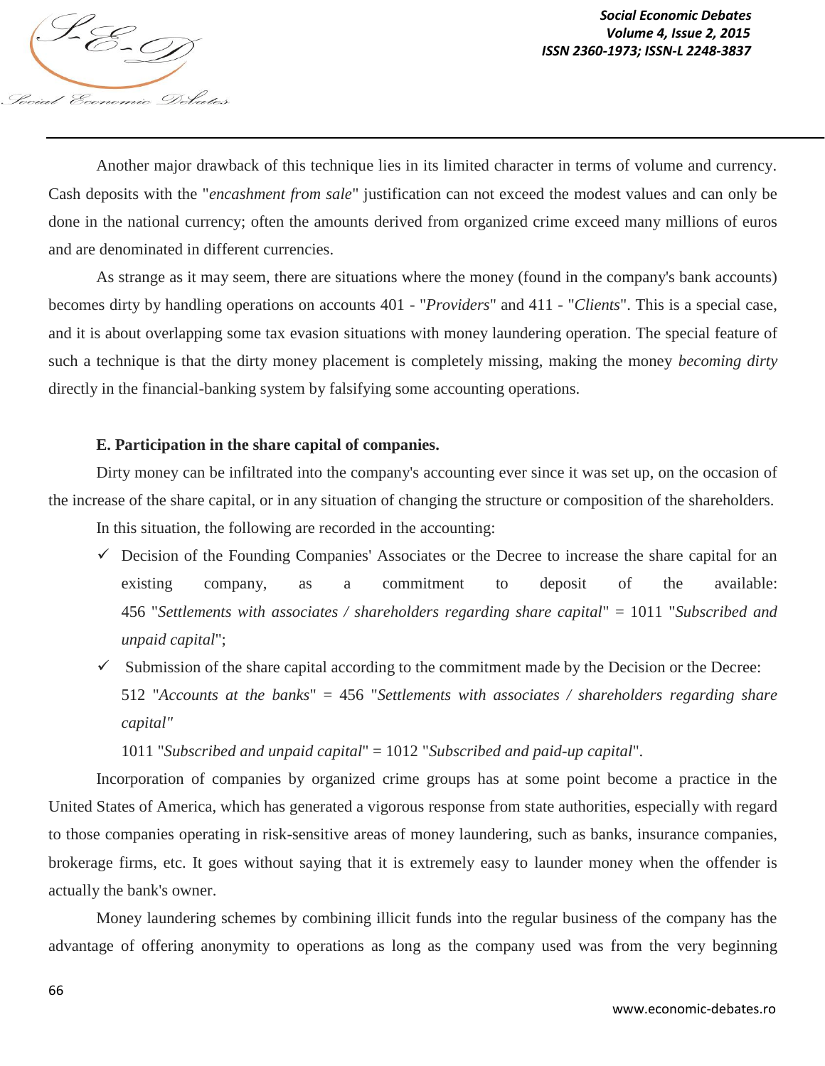Another major drawback of this technique lies in its limited character in terms of volume and currency. Cash deposits with the "*encashment from sale*" justification can not exceed the modest values and can only be done in the national currency; often the amounts derived from organized crime exceed many millions of euros and are denominated in different currencies.

As strange as it may seem, there are situations where the money (found in the company's bank accounts) becomes dirty by handling operations on accounts 401 - "*Providers*" and 411 - "*Clients*". This is a special case, and it is about overlapping some tax evasion situations with money laundering operation. The special feature of such a technique is that the dirty money placement is completely missing, making the money *becoming dirty* directly in the financial-banking system by falsifying some accounting operations.

**E. Participation in the share capital of companies.**

Dirty money can be infiltrated into the company's accounting ever since it was set up, on the occasion of the increase of the share capital, or in any situation of changing the structure or composition of the shareholders.

In this situation, the following are recorded in the accounting:

- ✓ Decision of the Founding Companies' Associates or the Decree to increase the share capital for an existing company, as a commitment to deposit of the available: 456 "*Settlements with associates / shareholders regarding share capital*" = 1011 "*Subscribed and unpaid capital*";
- ✓ Submission of the share capital according to the commitment made by the Decision or the Decree: 512 "*Accounts at the banks*" = 456 "*Settlements with associates / shareholders regarding share capital"*

  1011 "*Subscribed and unpaid capital*" = 1012 "*Subscribed and paid-up capital*".

Incorporation of companies by organized crime groups has at some point become a practice in the United States of America, which has generated a vigorous response from state authorities, especially with regard to those companies operating in risk-sensitive areas of money laundering, such as banks, insurance companies, brokerage firms, etc. It goes without saying that it is extremely easy to launder money when the offender is actually the bank's owner.

Money laundering schemes by combining illicit funds into the regular business of the company has the advantage of offering anonymity to operations as long as the company used was from the very beginning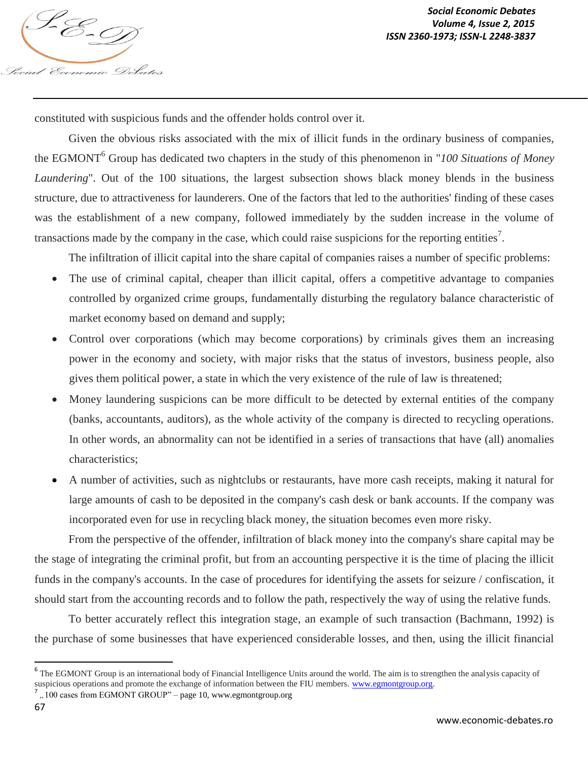constituted with suspicious funds and the offender holds control over it.

Given the obvious risks associated with the mix of illicit funds in the ordinary business of companies, the EGMONT[6] Group has dedicated two chapters in the study of this phenomenon in "*100 Situations of Money Laundering*". Out of the 100 situations, the largest subsection shows black money blends in the business structure, due to attractiveness for launderers. One of the factors that led to the authorities' finding of these cases was the establishment of a new company, followed immediately by the sudden increase in the volume of transactions made by the company in the case, which could raise suspicions for the reporting entities[7].

The infiltration of illicit capital into the share capital of companies raises a number of specific problems:

- The use of criminal capital, cheaper than illicit capital, offers a competitive advantage to companies controlled by organized crime groups, fundamentally disturbing the regulatory balance characteristic of market economy based on demand and supply;
- Control over corporations (which may become corporations) by criminals gives them an increasing power in the economy and society, with major risks that the status of investors, business people, also gives them political power, a state in which the very existence of the rule of law is threatened;
- Money laundering suspicions can be more difficult to be detected by external entities of the company (banks, accountants, auditors), as the whole activity of the company is directed to recycling operations. In other words, an abnormality can not be identified in a series of transactions that have (all) anomalies characteristics;
- A number of activities, such as nightclubs or restaurants, have more cash receipts, making it natural for large amounts of cash to be deposited in the company's cash desk or bank accounts. If the company was incorporated even for use in recycling black money, the situation becomes even more risky.

From the perspective of the offender, infiltration of black money into the company's share capital may be the stage of integrating the criminal profit, but from an accounting perspective it is the time of placing the illicit funds in the company's accounts. In the case of procedures for identifying the assets for seizure / confiscation, it should start from the accounting records and to follow the path, respectively the way of using the relative funds.

To better accurately reflect this integration stage, an example of such transaction (Bachmann, 1992) is the purchase of some businesses that have experienced considerable losses, and then, using the illicit financial

---

[6] The EGMONT Group is an international body of Financial Intelligence Units around the world. The aim is to strengthen the analysis capacity of suspicious operations and promote the exchange of information between the FIU members. www.egmontgroup.org.

[7] „100 cases from EGMONT GROUP" – page 10, www.egmontgroup.org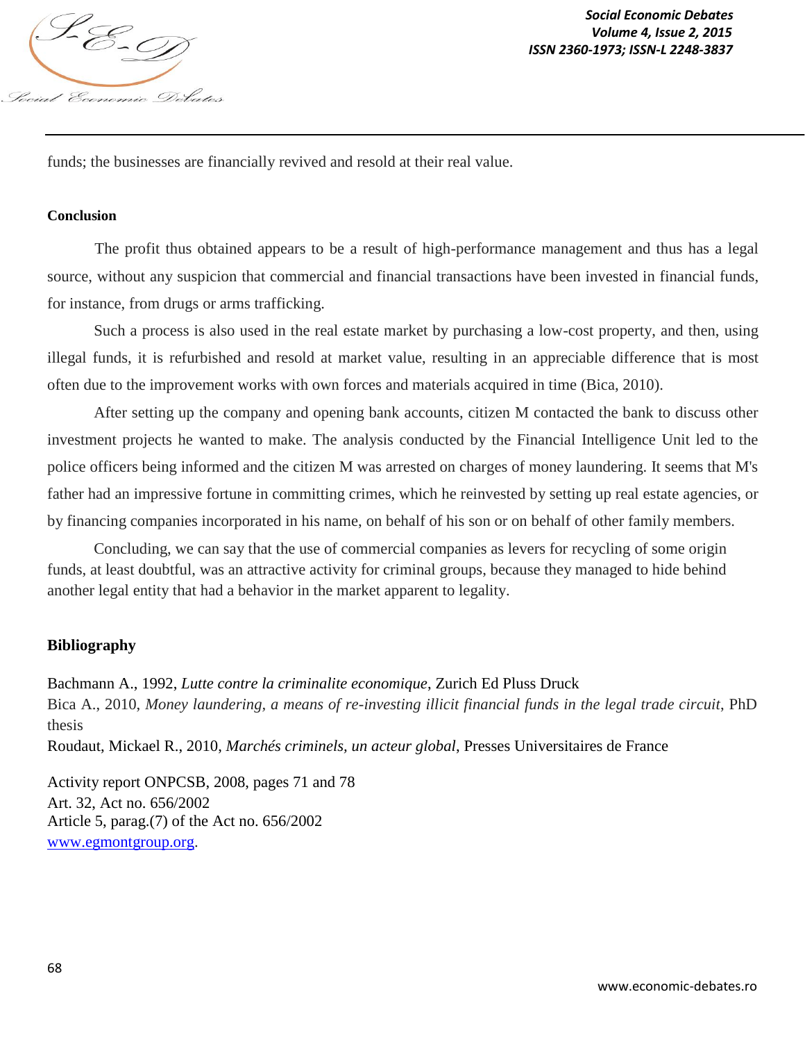funds; the businesses are financially revived and resold at their real value.

## Conclusion

The profit thus obtained appears to be a result of high-performance management and thus has a legal source, without any suspicion that commercial and financial transactions have been invested in financial funds, for instance, from drugs or arms trafficking.

Such a process is also used in the real estate market by purchasing a low-cost property, and then, using illegal funds, it is refurbished and resold at market value, resulting in an appreciable difference that is most often due to the improvement works with own forces and materials acquired in time (Bica, 2010).

After setting up the company and opening bank accounts, citizen M contacted the bank to discuss other investment projects he wanted to make. The analysis conducted by the Financial Intelligence Unit led to the police officers being informed and the citizen M was arrested on charges of money laundering. It seems that M's father had an impressive fortune in committing crimes, which he reinvested by setting up real estate agencies, or by financing companies incorporated in his name, on behalf of his son or on behalf of other family members.

Concluding, we can say that the use of commercial companies as levers for recycling of some origin funds, at least doubtful, was an attractive activity for criminal groups, because they managed to hide behind another legal entity that had a behavior in the market apparent to legality.

## Bibliography

Bachmann A., 1992, *Lutte contre la criminalite economique*, Zurich Ed Pluss Druck  
Bica A., 2010, *Money laundering, a means of re-investing illicit financial funds in the legal trade circuit*, PhD thesis  
Roudaut, Mickael R., 2010, *Marchés criminels, un acteur global*, Presses Universitaires de France

Activity report ONPCSB, 2008, pages 71 and 78  
Art. 32, Act no. 656/2002  
Article 5, parag.(7) of the Act no. 656/2002  
[www.egmontgroup.org](http://www.egmontgroup.org).